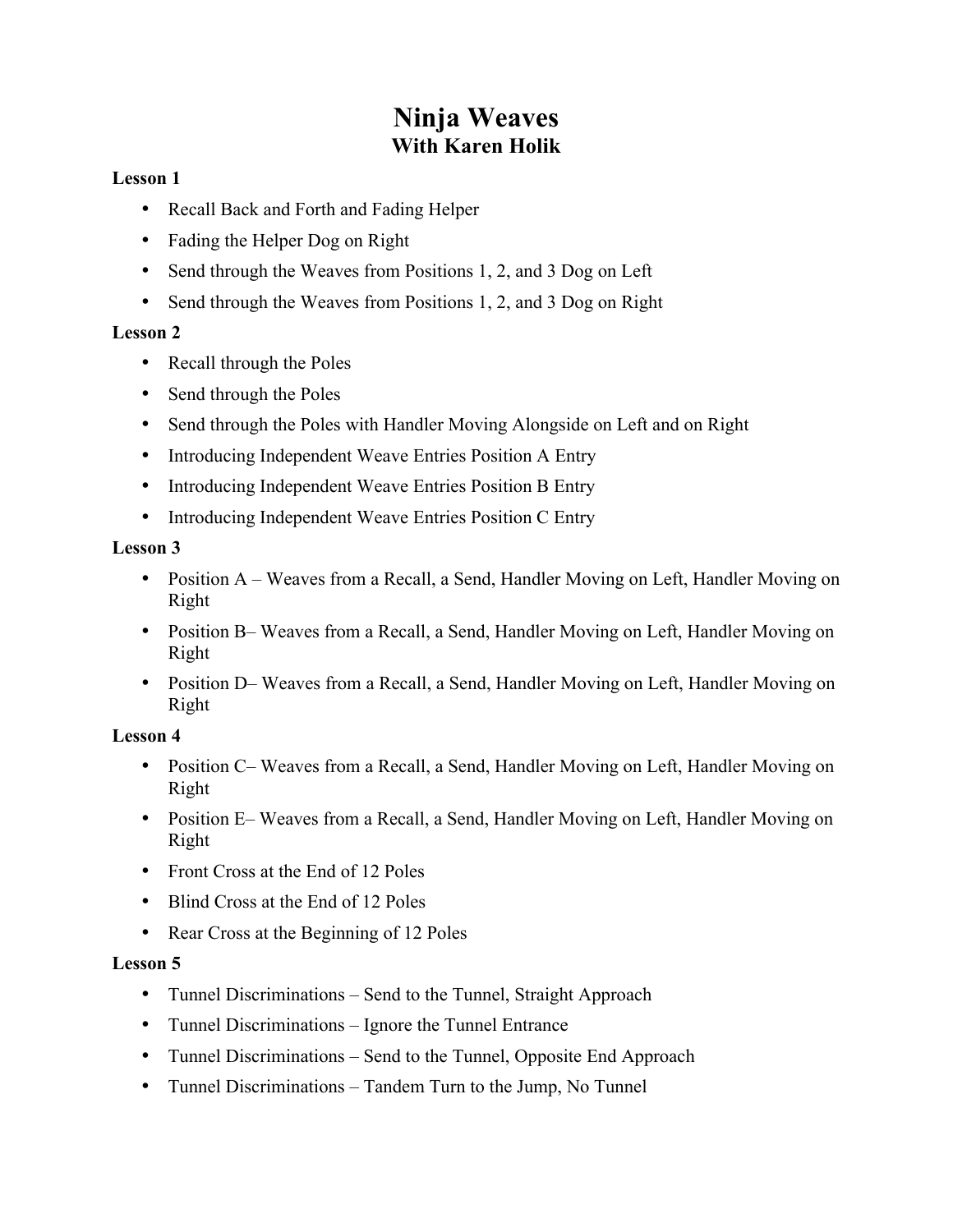# Ninja Weaves
## With Karen Holik

**Lesson 1**

- Recall Back and Forth and Fading Helper
- Fading the Helper Dog on Right
- Send through the Weaves from Positions 1, 2, and 3 Dog on Left
- Send through the Weaves from Positions 1, 2, and 3 Dog on Right

**Lesson 2**

- Recall through the Poles
- Send through the Poles
- Send through the Poles with Handler Moving Alongside on Left and on Right
- Introducing Independent Weave Entries Position A Entry
- Introducing Independent Weave Entries Position B Entry
- Introducing Independent Weave Entries Position C Entry

**Lesson 3**

- Position A – Weaves from a Recall, a Send, Handler Moving on Left, Handler Moving on Right
- Position B– Weaves from a Recall, a Send, Handler Moving on Left, Handler Moving on Right
- Position D– Weaves from a Recall, a Send, Handler Moving on Left, Handler Moving on Right

**Lesson 4**

- Position C– Weaves from a Recall, a Send, Handler Moving on Left, Handler Moving on Right
- Position E– Weaves from a Recall, a Send, Handler Moving on Left, Handler Moving on Right
- Front Cross at the End of 12 Poles
- Blind Cross at the End of 12 Poles
- Rear Cross at the Beginning of 12 Poles

**Lesson 5**

- Tunnel Discriminations – Send to the Tunnel, Straight Approach
- Tunnel Discriminations – Ignore the Tunnel Entrance
- Tunnel Discriminations – Send to the Tunnel, Opposite End Approach
- Tunnel Discriminations – Tandem Turn to the Jump, No Tunnel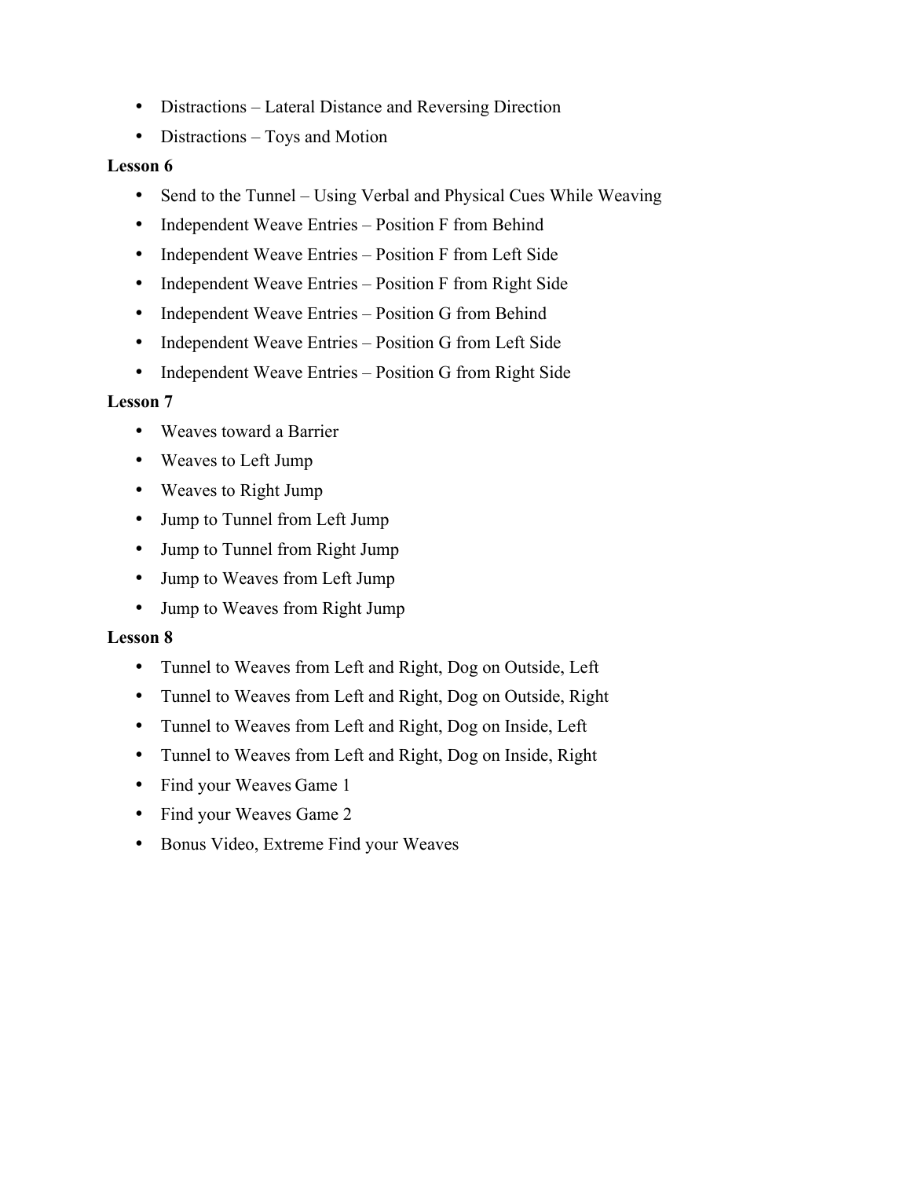- Distractions – Lateral Distance and Reversing Direction
- Distractions – Toys and Motion

**Lesson 6**

- Send to the Tunnel – Using Verbal and Physical Cues While Weaving
- Independent Weave Entries – Position F from Behind
- Independent Weave Entries – Position F from Left Side
- Independent Weave Entries – Position F from Right Side
- Independent Weave Entries – Position G from Behind
- Independent Weave Entries – Position G from Left Side
- Independent Weave Entries – Position G from Right Side

**Lesson 7**

- Weaves toward a Barrier
- Weaves to Left Jump
- Weaves to Right Jump
- Jump to Tunnel from Left Jump
- Jump to Tunnel from Right Jump
- Jump to Weaves from Left Jump
- Jump to Weaves from Right Jump

**Lesson 8**

- Tunnel to Weaves from Left and Right, Dog on Outside, Left
- Tunnel to Weaves from Left and Right, Dog on Outside, Right
- Tunnel to Weaves from Left and Right, Dog on Inside, Left
- Tunnel to Weaves from Left and Right, Dog on Inside, Right
- Find your Weaves Game 1
- Find your Weaves Game 2
- Bonus Video, Extreme Find your Weaves